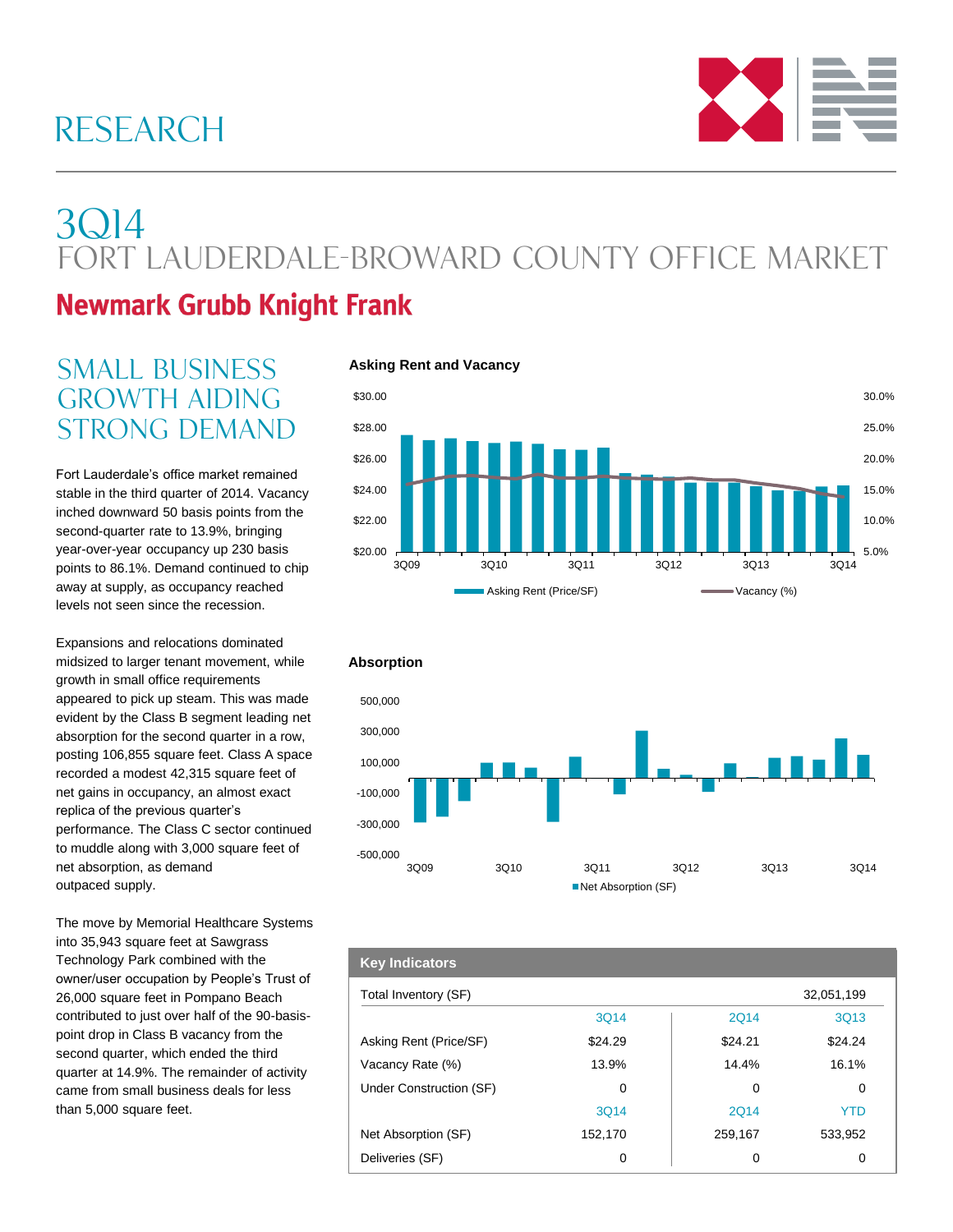# RESEARCH

# 3Q14
# FORT LAUDERDALE-BROWARD COUNTY OFFICE MARKET

## Newmark Grubb Knight Frank

## SMALL BUSINESS GROWTH AIDING STRONG DEMAND

Fort Lauderdale's office market remained stable in the third quarter of 2014. Vacancy inched downward 50 basis points from the second-quarter rate to 13.9%, bringing year-over-year occupancy up 230 basis points to 86.1%. Demand continued to chip away at supply, as occupancy reached levels not seen since the recession.

Expansions and relocations dominated midsized to larger tenant movement, while growth in small office requirements appeared to pick up steam. This was made evident by the Class B segment leading net absorption for the second quarter in a row, posting 106,855 square feet. Class A space recorded a modest 42,315 square feet of net gains in occupancy, an almost exact replica of the previous quarter's performance. The Class C sector continued to muddle along with 3,000 square feet of net absorption, as demand outpaced supply.

The move by Memorial Healthcare Systems into 35,943 square feet at Sawgrass Technology Park combined with the owner/user occupation by People's Trust of 26,000 square feet in Pompano Beach contributed to just over half of the 90-basis-point drop in Class B vacancy from the second quarter, which ended the third quarter at 14.9%. The remainder of activity came from small business deals for less than 5,000 square feet.

**Asking Rent and Vacancy**

**Absorption**

| Key Indicators | | | |
|---|---|---|---|
| Total Inventory (SF) | | | 32,051,199 |
| | 3Q14 | 2Q14 | 3Q13 |
| Asking Rent (Price/SF) | $24.29 | $24.21 | $24.24 |
| Vacancy Rate (%) | 13.9% | 14.4% | 16.1% |
| Under Construction (SF) | 0 | 0 | 0 |
| | 3Q14 | 2Q14 | YTD |
| Net Absorption (SF) | 152,170 | 259,167 | 533,952 |
| Deliveries (SF) | 0 | 0 | 0 |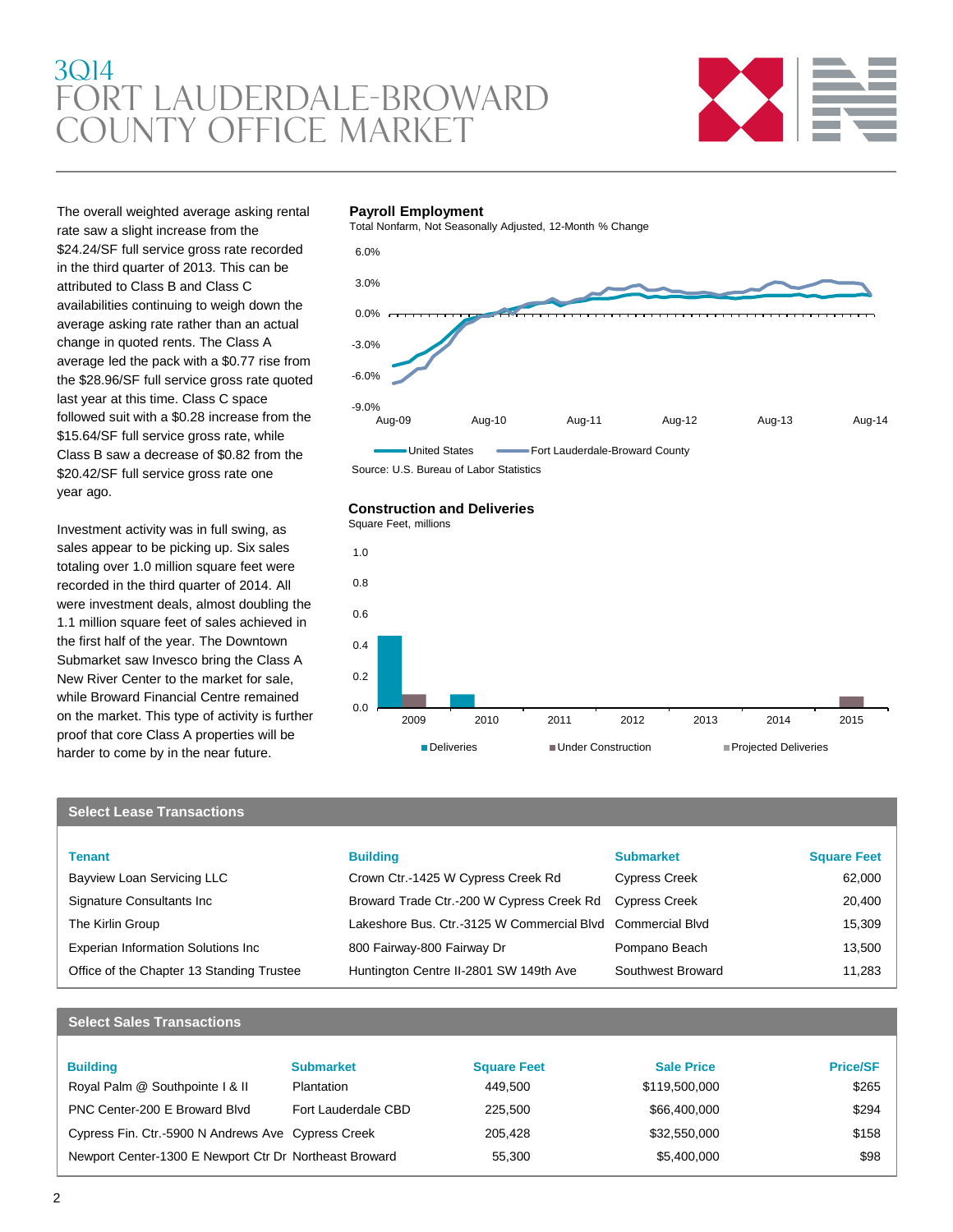# 3Q14 FORT LAUDERDALE-BROWARD COUNTY OFFICE MARKET

The overall weighted average asking rental rate saw a slight increase from the $24.24/SF full service gross rate recorded in the third quarter of 2013. This can be attributed to Class B and Class C availabilities continuing to weigh down the average asking rate rather than an actual change in quoted rents. The Class A average led the pack with a $0.77 rise from the $28.96/SF full service gross rate quoted last year at this time. Class C space followed suit with a $0.28 increase from the $15.64/SF full service gross rate, while Class B saw a decrease of $0.82 from the $20.42/SF full service gross rate one year ago.

Investment activity was in full swing, as sales appear to be picking up. Six sales totaling over 1.0 million square feet were recorded in the third quarter of 2014. All were investment deals, almost doubling the 1.1 million square feet of sales achieved in the first half of the year. The Downtown Submarket saw Invesco bring the Class A New River Center to the market for sale, while Broward Financial Centre remained on the market. This type of activity is further proof that core Class A properties will be harder to come by in the near future.

**Payroll Employment**

Total Nonfarm, Not Seasonally Adjusted, 12-Month % Change

Source: U.S. Bureau of Labor Statistics

**Construction and Deliveries**

Square Feet, millions

## Select Lease Transactions

| Tenant | Building | Submarket | Square Feet |
|---|---|---|---|
| Bayview Loan Servicing LLC | Crown Ctr.-1425 W Cypress Creek Rd | Cypress Creek | 62,000 |
| Signature Consultants Inc | Broward Trade Ctr.-200 W Cypress Creek Rd | Cypress Creek | 20,400 |
| The Kirlin Group | Lakeshore Bus. Ctr.-3125 W Commercial Blvd | Commercial Blvd | 15,309 |
| Experian Information Solutions Inc | 800 Fairway-800 Fairway Dr | Pompano Beach | 13,500 |
| Office of the Chapter 13 Standing Trustee | Huntington Centre II-2801 SW 149th Ave | Southwest Broward | 11,283 |

## Select Sales Transactions

| Building | Submarket | Square Feet | Sale Price | Price/SF |
|---|---|---|---|---|
| Royal Palm @ Southpointe I & II | Plantation | 449,500 | $119,500,000 | $265 |
| PNC Center-200 E Broward Blvd | Fort Lauderdale CBD | 225,500 | $66,400,000 | $294 |
| Cypress Fin. Ctr.-5900 N Andrews Ave | Cypress Creek | 205,428 | $32,550,000 | $158 |
| Newport Center-1300 E Newport Ctr Dr | Northeast Broward | 55,300 | $5,400,000 | $98 |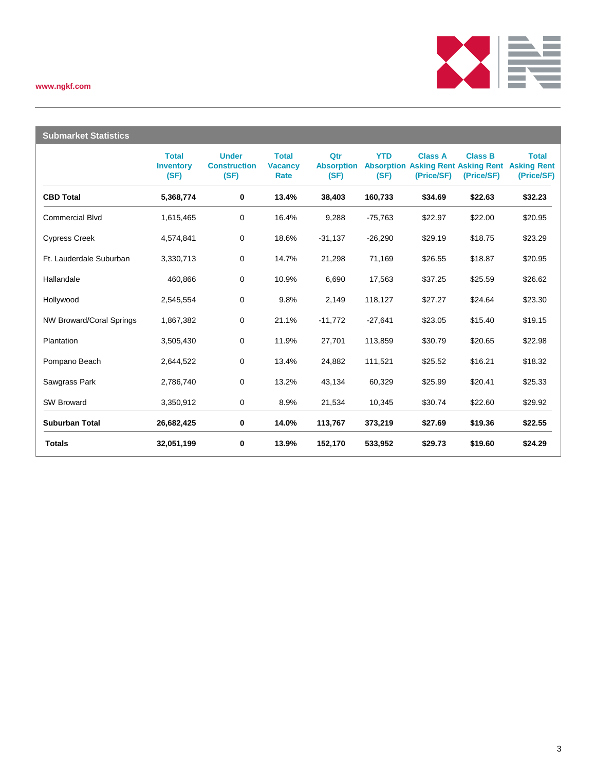www.ngkf.com

## Submarket Statistics

| | Total Inventory (SF) | Under Construction (SF) | Total Vacancy Rate | Qtr Absorption (SF) | YTD Absorption (SF) | Class A Asking Rent (Price/SF) | Class B Asking Rent (Price/SF) | Total Asking Rent (Price/SF) |
|---|---|---|---|---|---|---|---|---|
| **CBD Total** | **5,368,774** | **0** | **13.4%** | **38,403** | **160,733** | **$34.69** | **$22.63** | **$32.23** |
| Commercial Blvd | 1,615,465 | 0 | 16.4% | 9,288 | -75,763 | $22.97 | $22.00 | $20.95 |
| Cypress Creek | 4,574,841 | 0 | 18.6% | -31,137 | -26,290 | $29.19 | $18.75 | $23.29 |
| Ft. Lauderdale Suburban | 3,330,713 | 0 | 14.7% | 21,298 | 71,169 | $26.55 | $18.87 | $20.95 |
| Hallandale | 460,866 | 0 | 10.9% | 6,690 | 17,563 | $37.25 | $25.59 | $26.62 |
| Hollywood | 2,545,554 | 0 | 9.8% | 2,149 | 118,127 | $27.27 | $24.64 | $23.30 |
| NW Broward/Coral Springs | 1,867,382 | 0 | 21.1% | -11,772 | -27,641 | $23.05 | $15.40 | $19.15 |
| Plantation | 3,505,430 | 0 | 11.9% | 27,701 | 113,859 | $30.79 | $20.65 | $22.98 |
| Pompano Beach | 2,644,522 | 0 | 13.4% | 24,882 | 111,521 | $25.52 | $16.21 | $18.32 |
| Sawgrass Park | 2,786,740 | 0 | 13.2% | 43,134 | 60,329 | $25.99 | $20.41 | $25.33 |
| SW Broward | 3,350,912 | 0 | 8.9% | 21,534 | 10,345 | $30.74 | $22.60 | $29.92 |
| **Suburban Total** | **26,682,425** | **0** | **14.0%** | **113,767** | **373,219** | **$27.69** | **$19.36** | **$22.55** |
| **Totals** | **32,051,199** | **0** | **13.9%** | **152,170** | **533,952** | **$29.73** | **$19.60** | **$24.29** |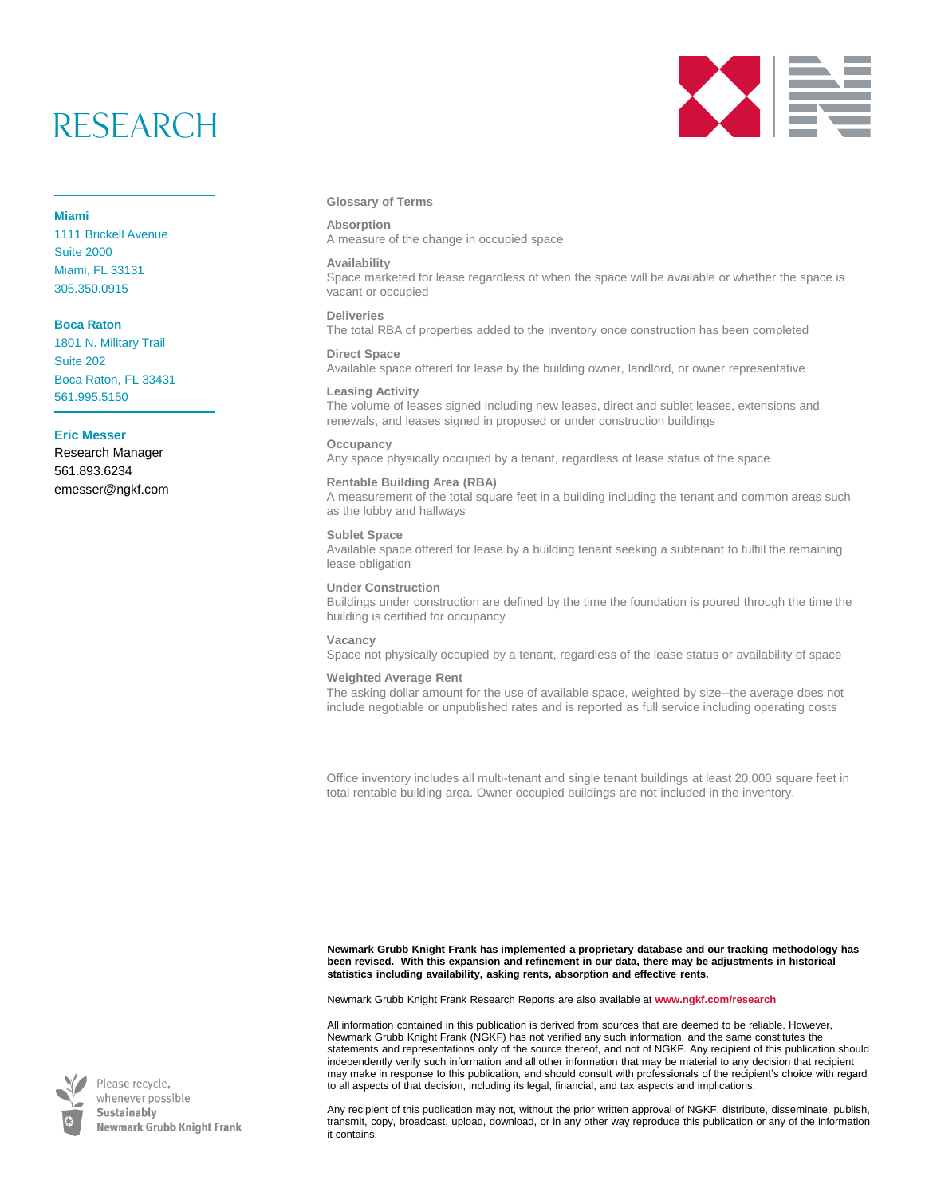# RESEARCH

**Miami**
1111 Brickell Avenue
Suite 2000
Miami, FL 33131
305.350.0915

**Boca Raton**
1801 N. Military Trail
Suite 202
Boca Raton, FL 33431
561.995.5150

**Eric Messer**
Research Manager
561.893.6234
emesser@ngkf.com

## Glossary of Terms

**Absorption**
A measure of the change in occupied space

**Availability**
Space marketed for lease regardless of when the space will be available or whether the space is vacant or occupied

**Deliveries**
The total RBA of properties added to the inventory once construction has been completed

**Direct Space**
Available space offered for lease by the building owner, landlord, or owner representative

**Leasing Activity**
The volume of leases signed including new leases, direct and sublet leases, extensions and renewals, and leases signed in proposed or under construction buildings

**Occupancy**
Any space physically occupied by a tenant, regardless of lease status of the space

**Rentable Building Area (RBA)**
A measurement of the total square feet in a building including the tenant and common areas such as the lobby and hallways

**Sublet Space**
Available space offered for lease by a building tenant seeking a subtenant to fulfill the remaining lease obligation

**Under Construction**
Buildings under construction are defined by the time the foundation is poured through the time the building is certified for occupancy

**Vacancy**
Space not physically occupied by a tenant, regardless of the lease status or availability of space

**Weighted Average Rent**
The asking dollar amount for the use of available space, weighted by size--the average does not include negotiable or unpublished rates and is reported as full service including operating costs

Office inventory includes all multi-tenant and single tenant buildings at least 20,000 square feet in total rentable building area. Owner occupied buildings are not included in the inventory.

**Newmark Grubb Knight Frank has implemented a proprietary database and our tracking methodology has been revised. With this expansion and refinement in our data, there may be adjustments in historical statistics including availability, asking rents, absorption and effective rents.**

Newmark Grubb Knight Frank Research Reports are also available at **www.ngkf.com/research**

All information contained in this publication is derived from sources that are deemed to be reliable. However, Newmark Grubb Knight Frank (NGKF) has not verified any such information, and the same constitutes the statements and representations only of the source thereof, and not of NGKF. Any recipient of this publication should independently verify such information and all other information that may be material to any decision that recipient may make in response to this publication, and should consult with professionals of the recipient's choice with regard to all aspects of that decision, including its legal, financial, and tax aspects and implications.

Any recipient of this publication may not, without the prior written approval of NGKF, distribute, disseminate, publish, transmit, copy, broadcast, upload, download, or in any other way reproduce this publication or any of the information it contains.

Please recycle, whenever possible
**Sustainably**
**Newmark Grubb Knight Frank**